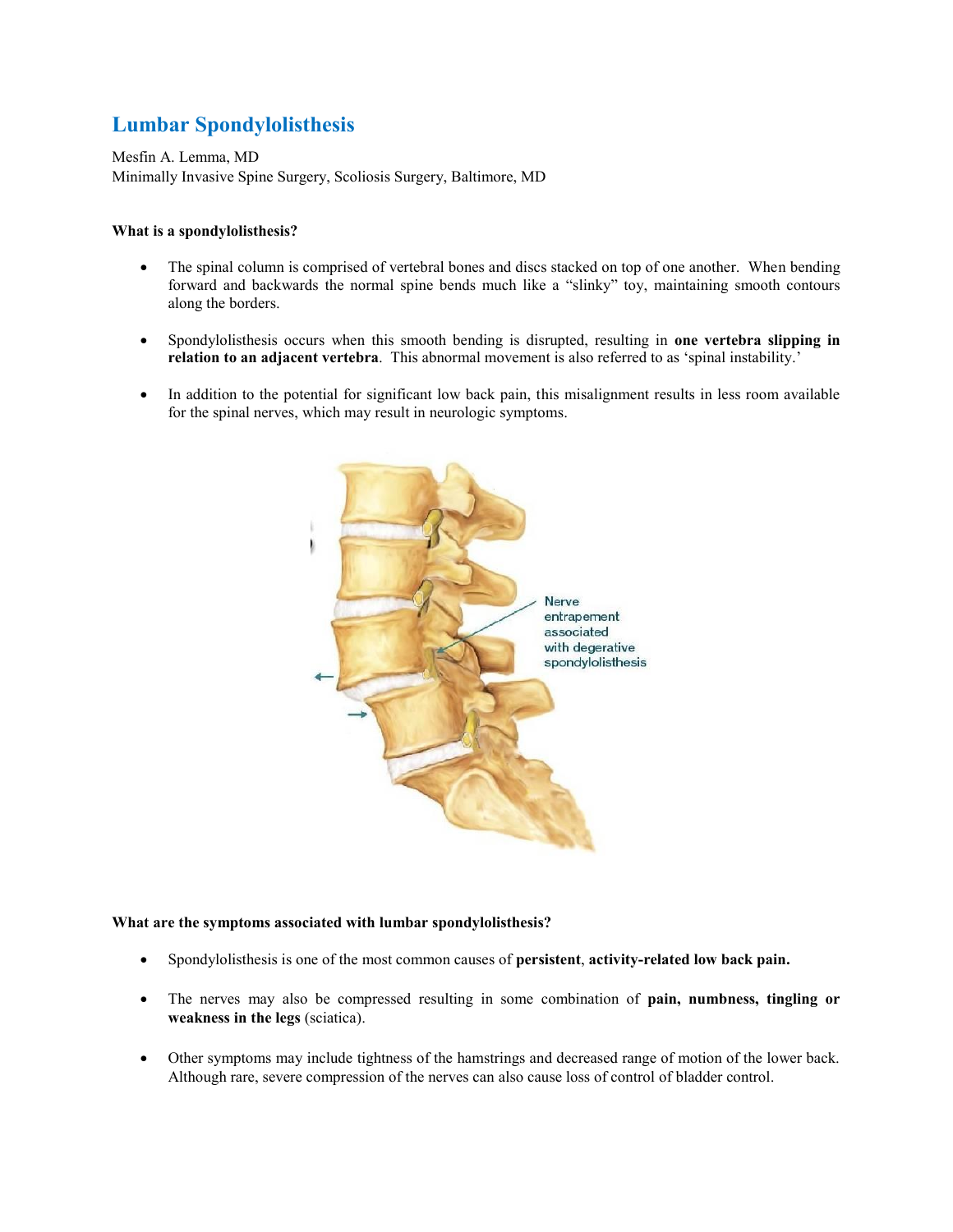# Lumbar Spondylolisthesis

Mesfin A. Lemma, MD
Minimally Invasive Spine Surgery, Scoliosis Surgery, Baltimore, MD

**What is a spondylolisthesis?**

- The spinal column is comprised of vertebral bones and discs stacked on top of one another. When bending forward and backwards the normal spine bends much like a "slinky" toy, maintaining smooth contours along the borders.
- Spondylolisthesis occurs when this smooth bending is disrupted, resulting in **one vertebra slipping in relation to an adjacent vertebra**. This abnormal movement is also referred to as 'spinal instability.'
- In addition to the potential for significant low back pain, this misalignment results in less room available for the spinal nerves, which may result in neurologic symptoms.

Nerve entrapement associated with degerative spondylolisthesis

**What are the symptoms associated with lumbar spondylolisthesis?**

- Spondylolisthesis is one of the most common causes of **persistent**, **activity-related low back pain.**
- The nerves may also be compressed resulting in some combination of **pain, numbness, tingling or weakness in the legs** (sciatica).
- Other symptoms may include tightness of the hamstrings and decreased range of motion of the lower back. Although rare, severe compression of the nerves can also cause loss of control of bladder control.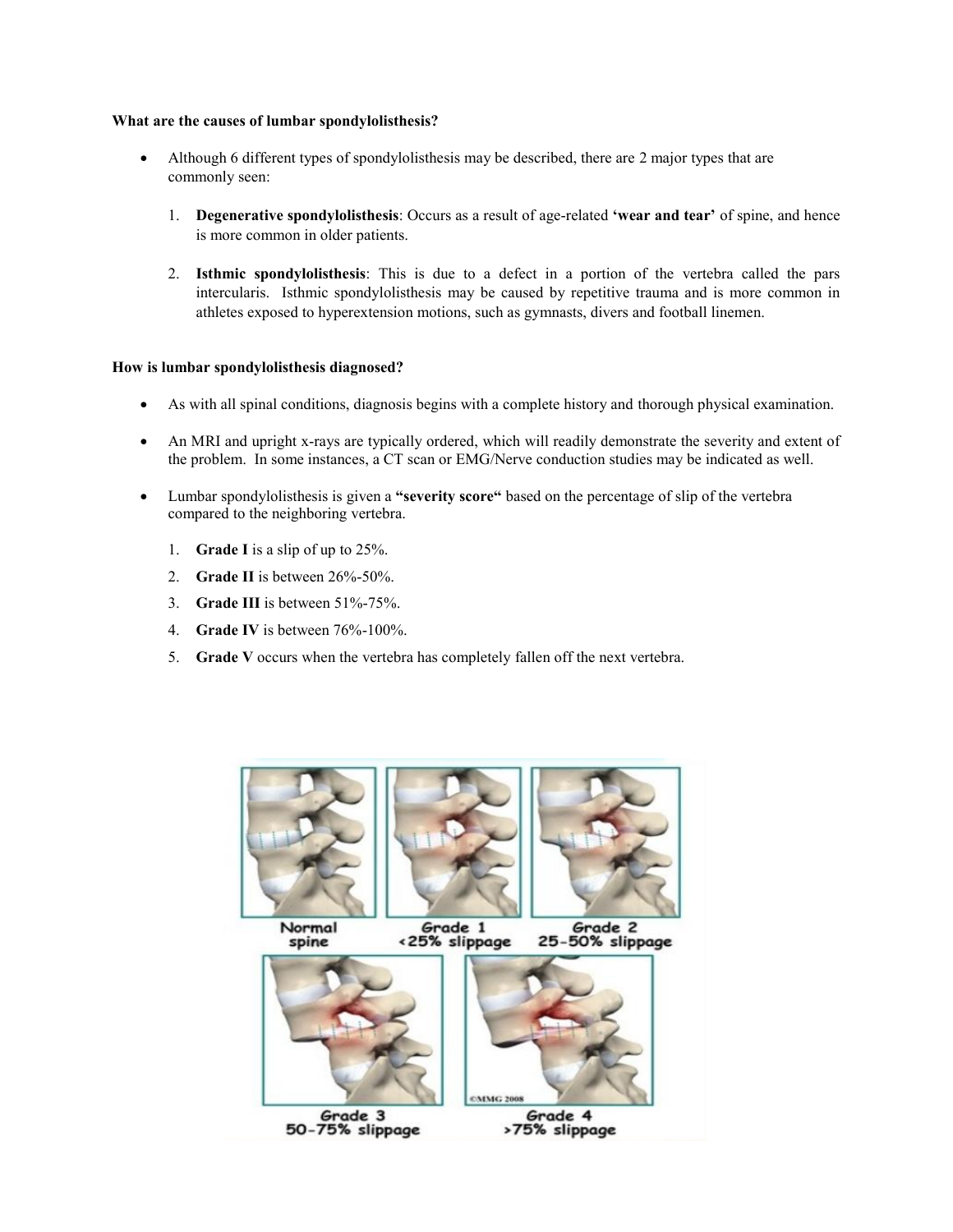**What are the causes of lumbar spondylolisthesis?**

- Although 6 different types of spondylolisthesis may be described, there are 2 major types that are commonly seen:

    1. **Degenerative spondylolisthesis**: Occurs as a result of age-related **'wear and tear'** of spine, and hence is more common in older patients.

    2. **Isthmic spondylolisthesis**: This is due to a defect in a portion of the vertebra called the pars intercularis. Isthmic spondylolisthesis may be caused by repetitive trauma and is more common in athletes exposed to hyperextension motions, such as gymnasts, divers and football linemen.

**How is lumbar spondylolisthesis diagnosed?**

- As with all spinal conditions, diagnosis begins with a complete history and thorough physical examination.
- An MRI and upright x-rays are typically ordered, which will readily demonstrate the severity and extent of the problem. In some instances, a CT scan or EMG/Nerve conduction studies may be indicated as well.
- Lumbar spondylolisthesis is given a **"severity score"** based on the percentage of slip of the vertebra compared to the neighboring vertebra.

    1. **Grade I** is a slip of up to 25%.
    2. **Grade II** is between 26%-50%.
    3. **Grade III** is between 51%-75%.
    4. **Grade IV** is between 76%-100%.
    5. **Grade V** occurs when the vertebra has completely fallen off the next vertebra.

Normal spine | Grade 1 <25% slippage | Grade 2 25-50% slippage | Grade 3 50-75% slippage | Grade 4 >75% slippage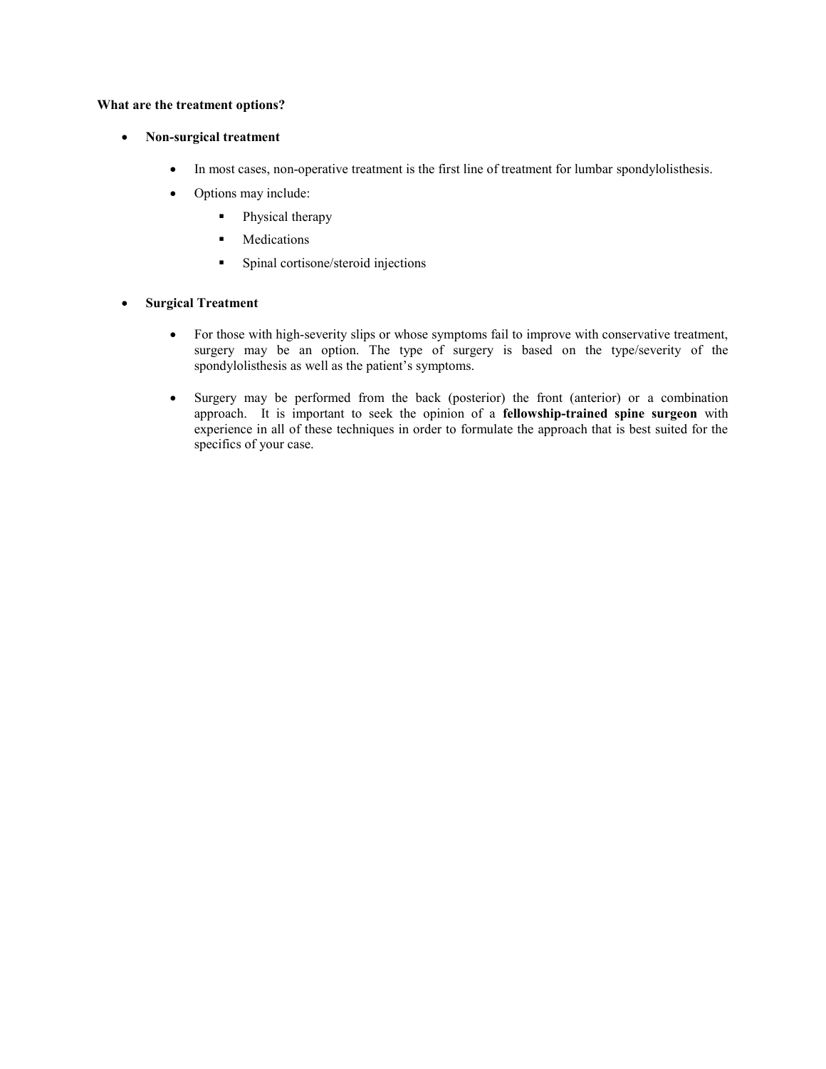**What are the treatment options?**

- **Non-surgical treatment**
  - In most cases, non-operative treatment is the first line of treatment for lumbar spondylolisthesis.
  - Options may include:
    - Physical therapy
    - Medications
    - Spinal cortisone/steroid injections

- **Surgical Treatment**
  - For those with high-severity slips or whose symptoms fail to improve with conservative treatment, surgery may be an option. The type of surgery is based on the type/severity of the spondylolisthesis as well as the patient's symptoms.
  - Surgery may be performed from the back (posterior) the front (anterior) or a combination approach. It is important to seek the opinion of a **fellowship-trained spine surgeon** with experience in all of these techniques in order to formulate the approach that is best suited for the specifics of your case.